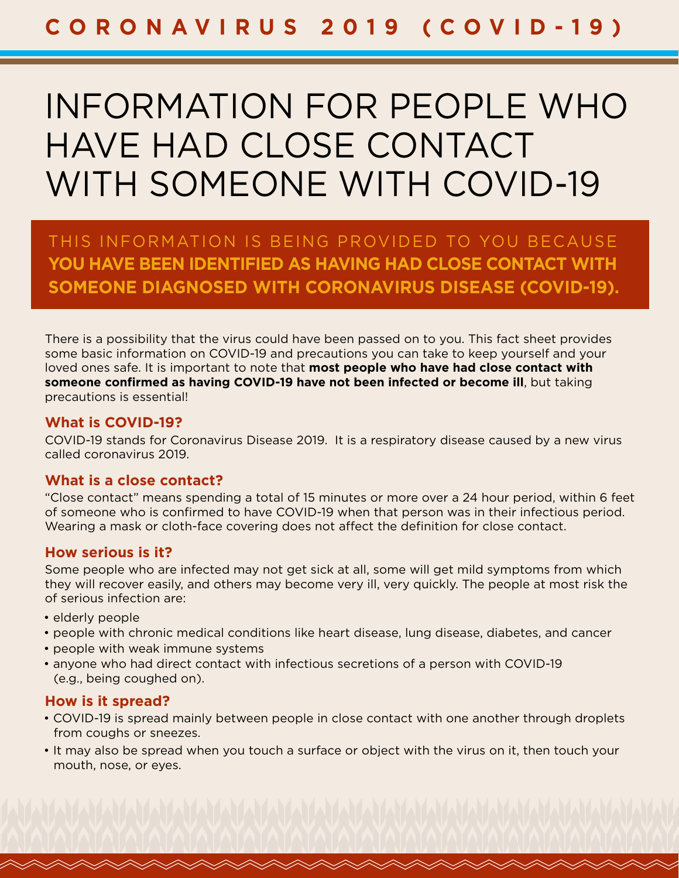**CORONAVIRUS 2019 (COVID-19)**

# INFORMATION FOR PEOPLE WHO HAVE HAD CLOSE CONTACT WITH SOMEONE WITH COVID-19

THIS INFORMATION IS BEING PROVIDED TO YOU BECAUSE **YOU HAVE BEEN IDENTIFIED AS HAVING HAD CLOSE CONTACT WITH SOMEONE DIAGNOSED WITH CORONAVIRUS DISEASE (COVID-19).**

There is a possibility that the virus could have been passed on to you. This fact sheet provides some basic information on COVID-19 and precautions you can take to keep yourself and your loved ones safe. It is important to note that **most people who have had close contact with someone confirmed as having COVID-19 have not been infected or become ill**, but taking precautions is essential!

### What is COVID-19?

COVID-19 stands for Coronavirus Disease 2019. It is a respiratory disease caused by a new virus called coronavirus 2019.

### What is a close contact?

"Close contact" means spending a total of 15 minutes or more over a 24 hour period, within 6 feet of someone who is confirmed to have COVID-19 when that person was in their infectious period. Wearing a mask or cloth-face covering does not affect the definition for close contact.

### How serious is it?

Some people who are infected may not get sick at all, some will get mild symptoms from which they will recover easily, and others may become very ill, very quickly. The people at most risk the of serious infection are:

- elderly people
- people with chronic medical conditions like heart disease, lung disease, diabetes, and cancer
- people with weak immune systems
- anyone who had direct contact with infectious secretions of a person with COVID-19 (e.g., being coughed on).

### How is it spread?

- COVID-19 is spread mainly between people in close contact with one another through droplets from coughs or sneezes.
- It may also be spread when you touch a surface or object with the virus on it, then touch your mouth, nose, or eyes.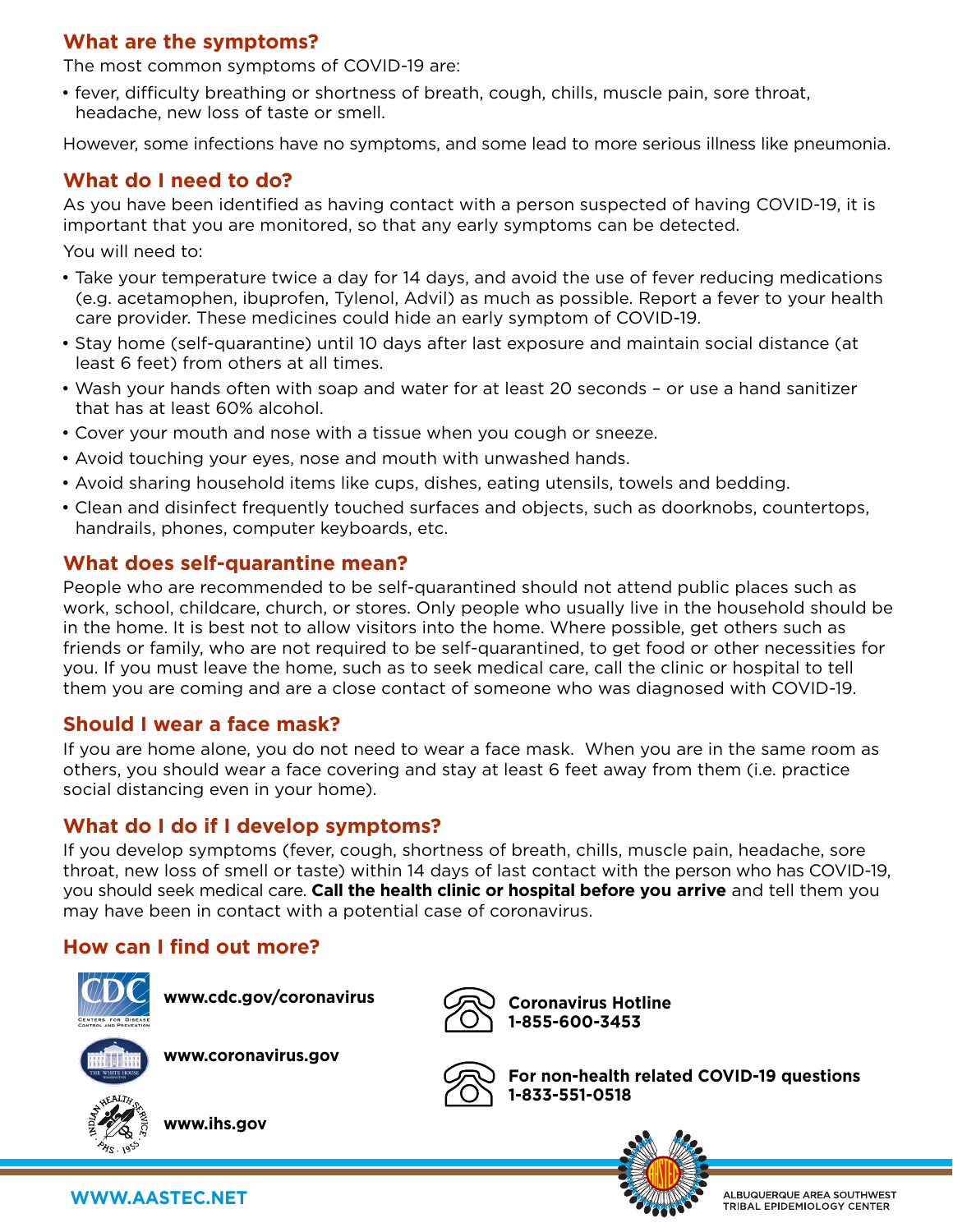## What are the symptoms?

The most common symptoms of COVID-19 are:

- fever, difficulty breathing or shortness of breath, cough, chills, muscle pain, sore throat, headache, new loss of taste or smell.

However, some infections have no symptoms, and some lead to more serious illness like pneumonia.

## What do I need to do?

As you have been identified as having contact with a person suspected of having COVID-19, it is important that you are monitored, so that any early symptoms can be detected.

You will need to:

- Take your temperature twice a day for 14 days, and avoid the use of fever reducing medications (e.g. acetamophen, ibuprofen, Tylenol, Advil) as much as possible. Report a fever to your health care provider. These medicines could hide an early symptom of COVID-19.
- Stay home (self-quarantine) until 10 days after last exposure and maintain social distance (at least 6 feet) from others at all times.
- Wash your hands often with soap and water for at least 20 seconds – or use a hand sanitizer that has at least 60% alcohol.
- Cover your mouth and nose with a tissue when you cough or sneeze.
- Avoid touching your eyes, nose and mouth with unwashed hands.
- Avoid sharing household items like cups, dishes, eating utensils, towels and bedding.
- Clean and disinfect frequently touched surfaces and objects, such as doorknobs, countertops, handrails, phones, computer keyboards, etc.

## What does self-quarantine mean?

People who are recommended to be self-quarantined should not attend public places such as work, school, childcare, church, or stores. Only people who usually live in the household should be in the home. It is best not to allow visitors into the home. Where possible, get others such as friends or family, who are not required to be self-quarantined, to get food or other necessities for you. If you must leave the home, such as to seek medical care, call the clinic or hospital to tell them you are coming and are a close contact of someone who was diagnosed with COVID-19.

## Should I wear a face mask?

If you are home alone, you do not need to wear a face mask. When you are in the same room as others, you should wear a face covering and stay at least 6 feet away from them (i.e. practice social distancing even in your home).

## What do I do if I develop symptoms?

If you develop symptoms (fever, cough, shortness of breath, chills, muscle pain, headache, sore throat, new loss of smell or taste) within 14 days of last contact with the person who has COVID-19, you should seek medical care. **Call the health clinic or hospital before you arrive** and tell them you may have been in contact with a potential case of coronavirus.

## How can I find out more?

**www.cdc.gov/coronavirus**

**www.coronavirus.gov**

**www.ihs.gov**

**Coronavirus Hotline**
**1-855-600-3453**

**For non-health related COVID-19 questions**
**1-833-551-0518**

**WWW.AASTEC.NET**

ALBUQUERQUE AREA SOUTHWEST TRIBAL EPIDEMIOLOGY CENTER